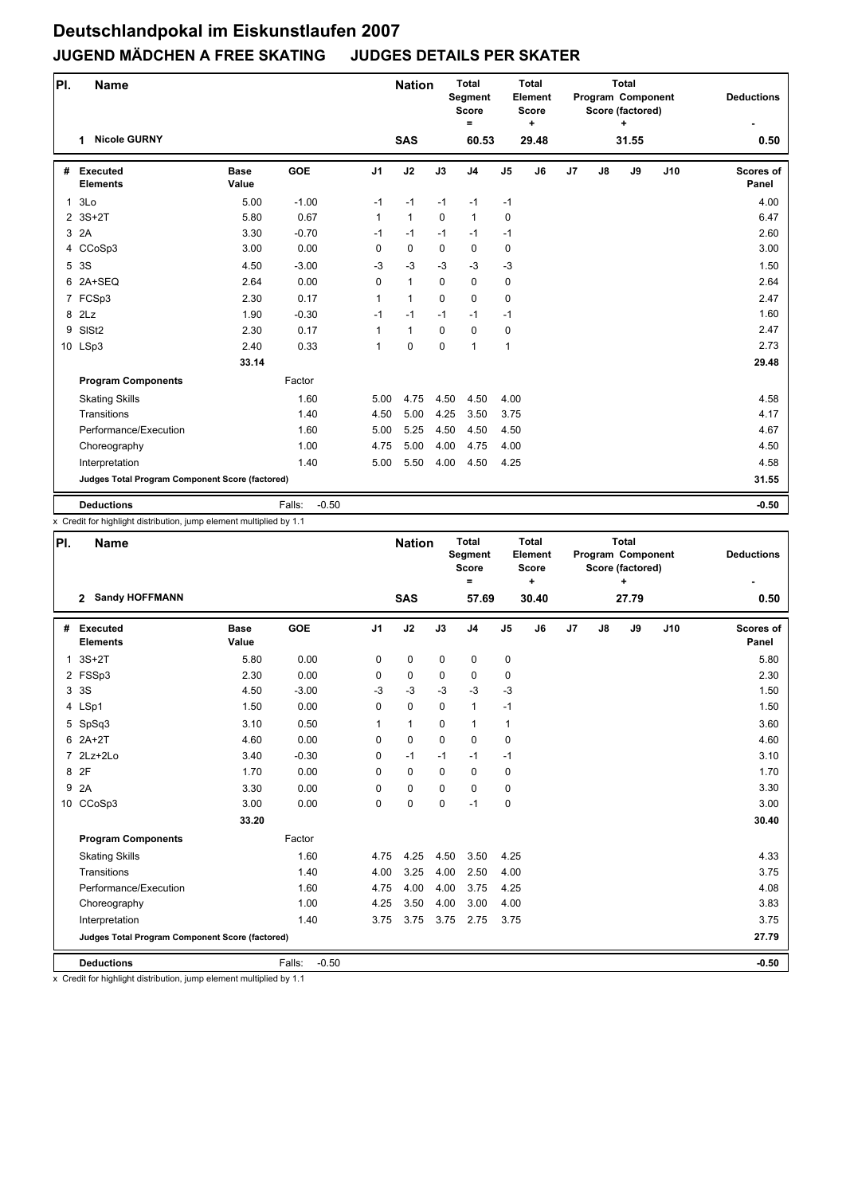# Deutschlandpokal im Eiskunstlaufen 2007

## JUGEND MÄDCHEN A FREE SKATING JUDGES DETAILS PER SKATER

| Pl. | Name | Nation | Total Segment Score = | Total Element Score + | Total Program Component Score (factored) + | Deductions - |
|---|---|---|---|---|---|---|
| 1 | Nicole GURNY | SAS | 60.53 | 29.48 | 31.55 | 0.50 |

| # | Executed Elements | Base Value | GOE | J1 | J2 | J3 | J4 | J5 | J6 | J7 | J8 | J9 | J10 | Scores of Panel |
|---|---|---|---|---|---|---|---|---|---|---|---|---|---|---|
| 1 | 3Lo | 5.00 | -1.00 | -1 | -1 | -1 | -1 | -1 | | | | | | 4.00 |
| 2 | 3S+2T | 5.80 | 0.67 | 1 | 1 | 0 | 1 | 0 | | | | | | 6.47 |
| 3 | 2A | 3.30 | -0.70 | -1 | -1 | -1 | -1 | -1 | | | | | | 2.60 |
| 4 | CCoSp3 | 3.00 | 0.00 | 0 | 0 | 0 | 0 | 0 | | | | | | 3.00 |
| 5 | 3S | 4.50 | -3.00 | -3 | -3 | -3 | -3 | -3 | | | | | | 1.50 |
| 6 | 2A+SEQ | 2.64 | 0.00 | 0 | 1 | 0 | 0 | 0 | | | | | | 2.64 |
| 7 | FCSp3 | 2.30 | 0.17 | 1 | 1 | 0 | 0 | 0 | | | | | | 2.47 |
| 8 | 2Lz | 1.90 | -0.30 | -1 | -1 | -1 | -1 | -1 | | | | | | 1.60 |
| 9 | SlSt2 | 2.30 | 0.17 | 1 | 1 | 0 | 0 | 0 | | | | | | 2.47 |
| 10 | LSp3 | 2.40 | 0.33 | 1 | 0 | 0 | 1 | 1 | | | | | | 2.73 |
| | | 33.14 | | | | | | | | | | | | 29.48 |
| | **Program Components** | | Factor | | | | | | | | | | | |
| | Skating Skills | | 1.60 | 5.00 | 4.75 | 4.50 | 4.50 | 4.00 | | | | | | 4.58 |
| | Transitions | | 1.40 | 4.50 | 5.00 | 4.25 | 3.50 | 3.75 | | | | | | 4.17 |
| | Performance/Execution | | 1.60 | 5.00 | 5.25 | 4.50 | 4.50 | 4.50 | | | | | | 4.67 |
| | Choreography | | 1.00 | 4.75 | 5.00 | 4.00 | 4.75 | 4.00 | | | | | | 4.50 |
| | Interpretation | | 1.40 | 5.00 | 5.50 | 4.00 | 4.50 | 4.25 | | | | | | 4.58 |
| | **Judges Total Program Component Score (factored)** | | | | | | | | | | | | | 31.55 |
| | **Deductions** | | Falls: -0.50 | | | | | | | | | | | -0.50 |

x Credit for highlight distribution, jump element multiplied by 1.1

| Pl. | Name | Nation | Total Segment Score = | Total Element Score + | Total Program Component Score (factored) + | Deductions - |
|---|---|---|---|---|---|---|
| 2 | Sandy HOFFMANN | SAS | 57.69 | 30.40 | 27.79 | 0.50 |

| # | Executed Elements | Base Value | GOE | J1 | J2 | J3 | J4 | J5 | J6 | J7 | J8 | J9 | J10 | Scores of Panel |
|---|---|---|---|---|---|---|---|---|---|---|---|---|---|---|
| 1 | 3S+2T | 5.80 | 0.00 | 0 | 0 | 0 | 0 | 0 | | | | | | 5.80 |
| 2 | FSSp3 | 2.30 | 0.00 | 0 | 0 | 0 | 0 | 0 | | | | | | 2.30 |
| 3 | 3S | 4.50 | -3.00 | -3 | -3 | -3 | -3 | -3 | | | | | | 1.50 |
| 4 | LSp1 | 1.50 | 0.00 | 0 | 0 | 0 | 1 | -1 | | | | | | 1.50 |
| 5 | SpSq3 | 3.10 | 0.50 | 1 | 1 | 0 | 1 | 1 | | | | | | 3.60 |
| 6 | 2A+2T | 4.60 | 0.00 | 0 | 0 | 0 | 0 | 0 | | | | | | 4.60 |
| 7 | 2Lz+2Lo | 3.40 | -0.30 | 0 | -1 | -1 | -1 | -1 | | | | | | 3.10 |
| 8 | 2F | 1.70 | 0.00 | 0 | 0 | 0 | 0 | 0 | | | | | | 1.70 |
| 9 | 2A | 3.30 | 0.00 | 0 | 0 | 0 | 0 | 0 | | | | | | 3.30 |
| 10 | CCoSp3 | 3.00 | 0.00 | 0 | 0 | 0 | -1 | 0 | | | | | | 3.00 |
| | | 33.20 | | | | | | | | | | | | 30.40 |
| | **Program Components** | | Factor | | | | | | | | | | | |
| | Skating Skills | | 1.60 | 4.75 | 4.25 | 4.50 | 3.50 | 4.25 | | | | | | 4.33 |
| | Transitions | | 1.40 | 4.00 | 3.25 | 4.00 | 2.50 | 4.00 | | | | | | 3.75 |
| | Performance/Execution | | 1.60 | 4.75 | 4.00 | 4.00 | 3.75 | 4.25 | | | | | | 4.08 |
| | Choreography | | 1.00 | 4.25 | 3.50 | 4.00 | 3.00 | 4.00 | | | | | | 3.83 |
| | Interpretation | | 1.40 | 3.75 | 3.75 | 3.75 | 2.75 | 3.75 | | | | | | 3.75 |
| | **Judges Total Program Component Score (factored)** | | | | | | | | | | | | | 27.79 |
| | **Deductions** | | Falls: -0.50 | | | | | | | | | | | -0.50 |

x Credit for highlight distribution, jump element multiplied by 1.1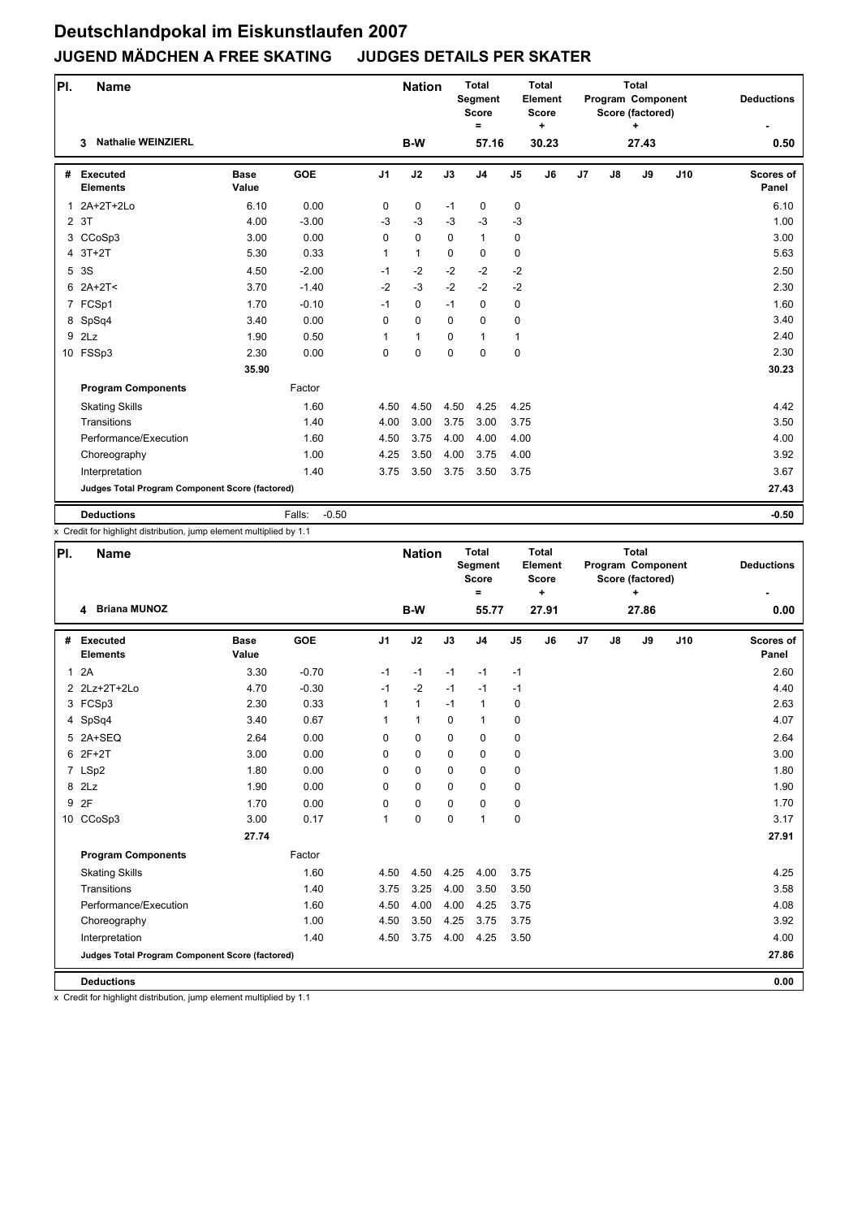# Deutschlandpokal im Eiskunstlaufen 2007

## JUGEND MÄDCHEN A FREE SKATING JUDGES DETAILS PER SKATER

| Pl. | Name | Nation | Total Segment Score = | Total Element Score + | Total Program Component Score (factored) + | Deductions - |
|---|---|---|---|---|---|---|
| 3 | Nathalie WEINZIERL | B-W | 57.16 | 30.23 | 27.43 | 0.50 |

| # | Executed Elements | Base Value | GOE | J1 | J2 | J3 | J4 | J5 | J6 | J7 | J8 | J9 | J10 | Scores of Panel |
|---|---|---|---|---|---|---|---|---|---|---|---|---|---|---|
| 1 | 2A+2T+2Lo | 6.10 | 0.00 | 0 | 0 | -1 | 0 | 0 | | | | | | 6.10 |
| 2 | 3T | 4.00 | -3.00 | -3 | -3 | -3 | -3 | -3 | | | | | | 1.00 |
| 3 | CCoSp3 | 3.00 | 0.00 | 0 | 0 | 0 | 1 | 0 | | | | | | 3.00 |
| 4 | 3T+2T | 5.30 | 0.33 | 1 | 1 | 0 | 0 | 0 | | | | | | 5.63 |
| 5 | 3S | 4.50 | -2.00 | -1 | -2 | -2 | -2 | -2 | | | | | | 2.50 |
| 6 | 2A+2T< | 3.70 | -1.40 | -2 | -3 | -2 | -2 | -2 | | | | | | 2.30 |
| 7 | FCSp1 | 1.70 | -0.10 | -1 | 0 | -1 | 0 | 0 | | | | | | 1.60 |
| 8 | SpSq4 | 3.40 | 0.00 | 0 | 0 | 0 | 0 | 0 | | | | | | 3.40 |
| 9 | 2Lz | 1.90 | 0.50 | 1 | 1 | 0 | 1 | 1 | | | | | | 2.40 |
| 10 | FSSp3 | 2.30 | 0.00 | 0 | 0 | 0 | 0 | 0 | | | | | | 2.30 |
| | | 35.90 | | | | | | | | | | | | 30.23 |
| | **Program Components** | | Factor | | | | | | | | | | | |
| | Skating Skills | | 1.60 | 4.50 | 4.50 | 4.50 | 4.25 | 4.25 | | | | | | 4.42 |
| | Transitions | | 1.40 | 4.00 | 3.00 | 3.75 | 3.00 | 3.75 | | | | | | 3.50 |
| | Performance/Execution | | 1.60 | 4.50 | 3.75 | 4.00 | 4.00 | 4.00 | | | | | | 4.00 |
| | Choreography | | 1.00 | 4.25 | 3.50 | 4.00 | 3.75 | 4.00 | | | | | | 3.92 |
| | Interpretation | | 1.40 | 3.75 | 3.50 | 3.75 | 3.50 | 3.75 | | | | | | 3.67 |
| | **Judges Total Program Component Score (factored)** | | | | | | | | | | | | | 27.43 |
| | **Deductions** | | Falls: -0.50 | | | | | | | | | | | -0.50 |

x Credit for highlight distribution, jump element multiplied by 1.1

| Pl. | Name | Nation | Total Segment Score = | Total Element Score + | Total Program Component Score (factored) + | Deductions - |
|---|---|---|---|---|---|---|
| 4 | Briana MUNOZ | B-W | 55.77 | 27.91 | 27.86 | 0.00 |

| # | Executed Elements | Base Value | GOE | J1 | J2 | J3 | J4 | J5 | J6 | J7 | J8 | J9 | J10 | Scores of Panel |
|---|---|---|---|---|---|---|---|---|---|---|---|---|---|---|
| 1 | 2A | 3.30 | -0.70 | -1 | -1 | -1 | -1 | -1 | | | | | | 2.60 |
| 2 | 2Lz+2T+2Lo | 4.70 | -0.30 | -1 | -2 | -1 | -1 | -1 | | | | | | 4.40 |
| 3 | FCSp3 | 2.30 | 0.33 | 1 | 1 | -1 | 1 | 0 | | | | | | 2.63 |
| 4 | SpSq4 | 3.40 | 0.67 | 1 | 1 | 0 | 1 | 0 | | | | | | 4.07 |
| 5 | 2A+SEQ | 2.64 | 0.00 | 0 | 0 | 0 | 0 | 0 | | | | | | 2.64 |
| 6 | 2F+2T | 3.00 | 0.00 | 0 | 0 | 0 | 0 | 0 | | | | | | 3.00 |
| 7 | LSp2 | 1.80 | 0.00 | 0 | 0 | 0 | 0 | 0 | | | | | | 1.80 |
| 8 | 2Lz | 1.90 | 0.00 | 0 | 0 | 0 | 0 | 0 | | | | | | 1.90 |
| 9 | 2F | 1.70 | 0.00 | 0 | 0 | 0 | 0 | 0 | | | | | | 1.70 |
| 10 | CCoSp3 | 3.00 | 0.17 | 1 | 0 | 0 | 1 | 0 | | | | | | 3.17 |
| | | 27.74 | | | | | | | | | | | | 27.91 |
| | **Program Components** | | Factor | | | | | | | | | | | |
| | Skating Skills | | 1.60 | 4.50 | 4.50 | 4.25 | 4.00 | 3.75 | | | | | | 4.25 |
| | Transitions | | 1.40 | 3.75 | 3.25 | 4.00 | 3.50 | 3.50 | | | | | | 3.58 |
| | Performance/Execution | | 1.60 | 4.50 | 4.00 | 4.00 | 4.25 | 3.75 | | | | | | 4.08 |
| | Choreography | | 1.00 | 4.50 | 3.50 | 4.25 | 3.75 | 3.75 | | | | | | 3.92 |
| | Interpretation | | 1.40 | 4.50 | 3.75 | 4.00 | 4.25 | 3.50 | | | | | | 4.00 |
| | **Judges Total Program Component Score (factored)** | | | | | | | | | | | | | 27.86 |
| | **Deductions** | | | | | | | | | | | | | 0.00 |

x Credit for highlight distribution, jump element multiplied by 1.1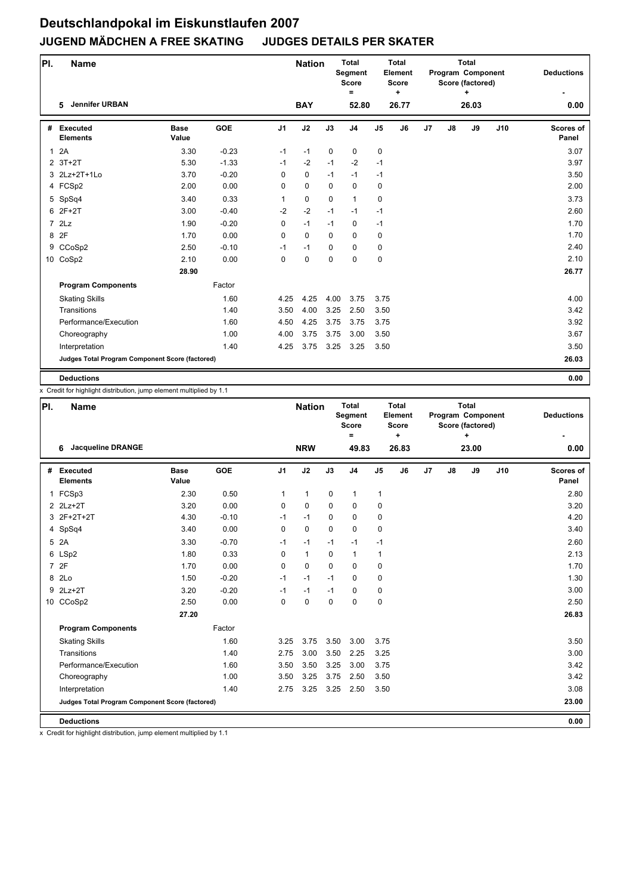# Deutschlandpokal im Eiskunstlaufen 2007

## JUGEND MÄDCHEN A FREE SKATING JUDGES DETAILS PER SKATER

| Pl. | Name | Nation | Total Segment Score = | Total Element Score + | Total Program Component Score (factored) + | Deductions - |
|---|---|---|---|---|---|---|
| 5 | Jennifer URBAN | BAY | 52.80 | 26.77 | 26.03 | 0.00 |

| # | Executed Elements | Base Value | GOE | J1 | J2 | J3 | J4 | J5 | J6 | J7 | J8 | J9 | J10 | Scores of Panel |
|---|---|---|---|---|---|---|---|---|---|---|---|---|---|---|
| 1 | 2A | 3.30 | -0.23 | -1 | -1 | 0 | 0 | 0 | | | | | | 3.07 |
| 2 | 3T+2T | 5.30 | -1.33 | -1 | -2 | -1 | -2 | -1 | | | | | | 3.97 |
| 3 | 2Lz+2T+1Lo | 3.70 | -0.20 | 0 | 0 | -1 | -1 | -1 | | | | | | 3.50 |
| 4 | FCSp2 | 2.00 | 0.00 | 0 | 0 | 0 | 0 | 0 | | | | | | 2.00 |
| 5 | SpSq4 | 3.40 | 0.33 | 1 | 0 | 0 | 1 | 0 | | | | | | 3.73 |
| 6 | 2F+2T | 3.00 | -0.40 | -2 | -2 | -1 | -1 | -1 | | | | | | 2.60 |
| 7 | 2Lz | 1.90 | -0.20 | 0 | -1 | -1 | 0 | -1 | | | | | | 1.70 |
| 8 | 2F | 1.70 | 0.00 | 0 | 0 | 0 | 0 | 0 | | | | | | 1.70 |
| 9 | CCoSp2 | 2.50 | -0.10 | -1 | -1 | 0 | 0 | 0 | | | | | | 2.40 |
| 10 | CoSp2 | 2.10 | 0.00 | 0 | 0 | 0 | 0 | 0 | | | | | | 2.10 |
| | | 28.90 | | | | | | | | | | | | 26.77 |
| | **Program Components** | | Factor | | | | | | | | | | | |
| | Skating Skills | | 1.60 | 4.25 | 4.25 | 4.00 | 3.75 | 3.75 | | | | | | 4.00 |
| | Transitions | | 1.40 | 3.50 | 4.00 | 3.25 | 2.50 | 3.50 | | | | | | 3.42 |
| | Performance/Execution | | 1.60 | 4.50 | 4.25 | 3.75 | 3.75 | 3.75 | | | | | | 3.92 |
| | Choreography | | 1.00 | 4.00 | 3.75 | 3.75 | 3.00 | 3.50 | | | | | | 3.67 |
| | Interpretation | | 1.40 | 4.25 | 3.75 | 3.25 | 3.25 | 3.50 | | | | | | 3.50 |
| | **Judges Total Program Component Score (factored)** | | | | | | | | | | | | | 26.03 |
| | **Deductions** | | | | | | | | | | | | | 0.00 |

x Credit for highlight distribution, jump element multiplied by 1.1

| Pl. | Name | Nation | Total Segment Score = | Total Element Score + | Total Program Component Score (factored) + | Deductions - |
|---|---|---|---|---|---|---|
| 6 | Jacqueline DRANGE | NRW | 49.83 | 26.83 | 23.00 | 0.00 |

| # | Executed Elements | Base Value | GOE | J1 | J2 | J3 | J4 | J5 | J6 | J7 | J8 | J9 | J10 | Scores of Panel |
|---|---|---|---|---|---|---|---|---|---|---|---|---|---|---|
| 1 | FCSp3 | 2.30 | 0.50 | 1 | 1 | 0 | 1 | 1 | | | | | | 2.80 |
| 2 | 2Lz+2T | 3.20 | 0.00 | 0 | 0 | 0 | 0 | 0 | | | | | | 3.20 |
| 3 | 2F+2T+2T | 4.30 | -0.10 | -1 | -1 | 0 | 0 | 0 | | | | | | 4.20 |
| 4 | SpSq4 | 3.40 | 0.00 | 0 | 0 | 0 | 0 | 0 | | | | | | 3.40 |
| 5 | 2A | 3.30 | -0.70 | -1 | -1 | -1 | -1 | -1 | | | | | | 2.60 |
| 6 | LSp2 | 1.80 | 0.33 | 0 | 1 | 0 | 1 | 1 | | | | | | 2.13 |
| 7 | 2F | 1.70 | 0.00 | 0 | 0 | 0 | 0 | 0 | | | | | | 1.70 |
| 8 | 2Lo | 1.50 | -0.20 | -1 | -1 | -1 | 0 | 0 | | | | | | 1.30 |
| 9 | 2Lz+2T | 3.20 | -0.20 | -1 | -1 | -1 | 0 | 0 | | | | | | 3.00 |
| 10 | CCoSp2 | 2.50 | 0.00 | 0 | 0 | 0 | 0 | 0 | | | | | | 2.50 |
| | | 27.20 | | | | | | | | | | | | 26.83 |
| | **Program Components** | | Factor | | | | | | | | | | | |
| | Skating Skills | | 1.60 | 3.25 | 3.75 | 3.50 | 3.00 | 3.75 | | | | | | 3.50 |
| | Transitions | | 1.40 | 2.75 | 3.00 | 3.50 | 2.25 | 3.25 | | | | | | 3.00 |
| | Performance/Execution | | 1.60 | 3.50 | 3.50 | 3.25 | 3.00 | 3.75 | | | | | | 3.42 |
| | Choreography | | 1.00 | 3.50 | 3.25 | 3.75 | 2.50 | 3.50 | | | | | | 3.42 |
| | Interpretation | | 1.40 | 2.75 | 3.25 | 3.25 | 2.50 | 3.50 | | | | | | 3.08 |
| | **Judges Total Program Component Score (factored)** | | | | | | | | | | | | | 23.00 |
| | **Deductions** | | | | | | | | | | | | | 0.00 |

x Credit for highlight distribution, jump element multiplied by 1.1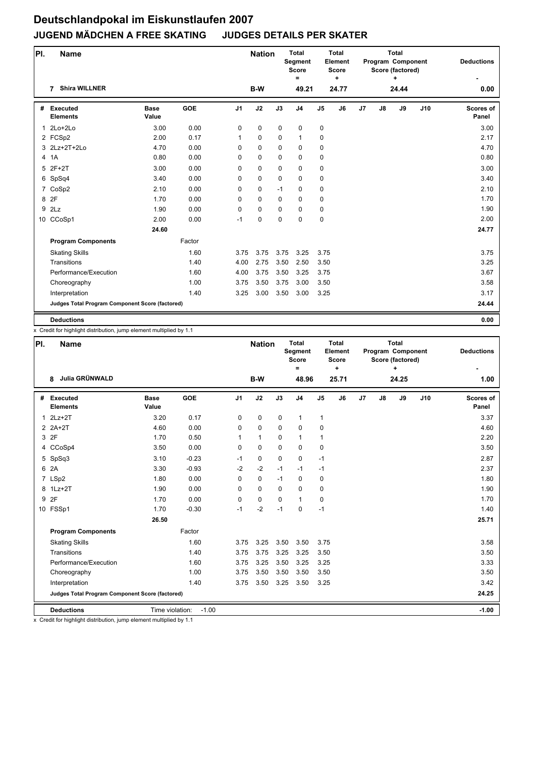# Deutschlandpokal im Eiskunstlaufen 2007

## JUGEND MÄDCHEN A FREE SKATING JUDGES DETAILS PER SKATER

| Pl. | Name | Nation | Total Segment Score = | Total Element Score + | Total Program Component Score (factored) + | Deductions - |
|---|---|---|---|---|---|---|
| 7 | Shira WILLNER | B-W | 49.21 | 24.77 | 24.44 | 0.00 |

| # | Executed Elements | Base Value | GOE | J1 | J2 | J3 | J4 | J5 | J6 | J7 | J8 | J9 | J10 | Scores of Panel |
|---|---|---|---|---|---|---|---|---|---|---|---|---|---|---|
| 1 | 2Lo+2Lo | 3.00 | 0.00 | 0 | 0 | 0 | 0 | 0 | | | | | | 3.00 |
| 2 | FCSp2 | 2.00 | 0.17 | 1 | 0 | 0 | 1 | 0 | | | | | | 2.17 |
| 3 | 2Lz+2T+2Lo | 4.70 | 0.00 | 0 | 0 | 0 | 0 | 0 | | | | | | 4.70 |
| 4 | 1A | 0.80 | 0.00 | 0 | 0 | 0 | 0 | 0 | | | | | | 0.80 |
| 5 | 2F+2T | 3.00 | 0.00 | 0 | 0 | 0 | 0 | 0 | | | | | | 3.00 |
| 6 | SpSq4 | 3.40 | 0.00 | 0 | 0 | 0 | 0 | 0 | | | | | | 3.40 |
| 7 | CoSp2 | 2.10 | 0.00 | 0 | 0 | -1 | 0 | 0 | | | | | | 2.10 |
| 8 | 2F | 1.70 | 0.00 | 0 | 0 | 0 | 0 | 0 | | | | | | 1.70 |
| 9 | 2Lz | 1.90 | 0.00 | 0 | 0 | 0 | 0 | 0 | | | | | | 1.90 |
| 10 | CCoSp1 | 2.00 | 0.00 | -1 | 0 | 0 | 0 | 0 | | | | | | 2.00 |
| | | 24.60 | | | | | | | | | | | | 24.77 |
| | **Program Components** | | Factor | | | | | | | | | | | |
| | Skating Skills | | 1.60 | 3.75 | 3.75 | 3.75 | 3.25 | 3.75 | | | | | | 3.75 |
| | Transitions | | 1.40 | 4.00 | 2.75 | 3.50 | 2.50 | 3.50 | | | | | | 3.25 |
| | Performance/Execution | | 1.60 | 4.00 | 3.75 | 3.50 | 3.25 | 3.75 | | | | | | 3.67 |
| | Choreography | | 1.00 | 3.75 | 3.50 | 3.75 | 3.00 | 3.50 | | | | | | 3.58 |
| | Interpretation | | 1.40 | 3.25 | 3.00 | 3.50 | 3.00 | 3.25 | | | | | | 3.17 |
| | **Judges Total Program Component Score (factored)** | | | | | | | | | | | | | 24.44 |
| | **Deductions** | | | | | | | | | | | | | 0.00 |

x Credit for highlight distribution, jump element multiplied by 1.1

| Pl. | Name | Nation | Total Segment Score = | Total Element Score + | Total Program Component Score (factored) + | Deductions - |
|---|---|---|---|---|---|---|
| 8 | Julia GRÜNWALD | B-W | 48.96 | 25.71 | 24.25 | 1.00 |

| # | Executed Elements | Base Value | GOE | J1 | J2 | J3 | J4 | J5 | J6 | J7 | J8 | J9 | J10 | Scores of Panel |
|---|---|---|---|---|---|---|---|---|---|---|---|---|---|---|
| 1 | 2Lz+2T | 3.20 | 0.17 | 0 | 0 | 0 | 1 | 1 | | | | | | 3.37 |
| 2 | 2A+2T | 4.60 | 0.00 | 0 | 0 | 0 | 0 | 0 | | | | | | 4.60 |
| 3 | 2F | 1.70 | 0.50 | 1 | 1 | 0 | 1 | 1 | | | | | | 2.20 |
| 4 | CCoSp4 | 3.50 | 0.00 | 0 | 0 | 0 | 0 | 0 | | | | | | 3.50 |
| 5 | SpSq3 | 3.10 | -0.23 | -1 | 0 | 0 | 0 | -1 | | | | | | 2.87 |
| 6 | 2A | 3.30 | -0.93 | -2 | -2 | -1 | -1 | -1 | | | | | | 2.37 |
| 7 | LSp2 | 1.80 | 0.00 | 0 | 0 | -1 | 0 | 0 | | | | | | 1.80 |
| 8 | 1Lz+2T | 1.90 | 0.00 | 0 | 0 | 0 | 0 | 0 | | | | | | 1.90 |
| 9 | 2F | 1.70 | 0.00 | 0 | 0 | 0 | 1 | 0 | | | | | | 1.70 |
| 10 | FSSp1 | 1.70 | -0.30 | -1 | -2 | -1 | 0 | -1 | | | | | | 1.40 |
| | | 26.50 | | | | | | | | | | | | 25.71 |
| | **Program Components** | | Factor | | | | | | | | | | | |
| | Skating Skills | | 1.60 | 3.75 | 3.25 | 3.50 | 3.50 | 3.75 | | | | | | 3.58 |
| | Transitions | | 1.40 | 3.75 | 3.75 | 3.25 | 3.25 | 3.50 | | | | | | 3.50 |
| | Performance/Execution | | 1.60 | 3.75 | 3.25 | 3.50 | 3.25 | 3.25 | | | | | | 3.33 |
| | Choreography | | 1.00 | 3.75 | 3.50 | 3.50 | 3.50 | 3.50 | | | | | | 3.50 |
| | Interpretation | | 1.40 | 3.75 | 3.50 | 3.25 | 3.50 | 3.25 | | | | | | 3.42 |
| | **Judges Total Program Component Score (factored)** | | | | | | | | | | | | | 24.25 |
| | **Deductions** | Time violation: | -1.00 | | | | | | | | | | | -1.00 |

x Credit for highlight distribution, jump element multiplied by 1.1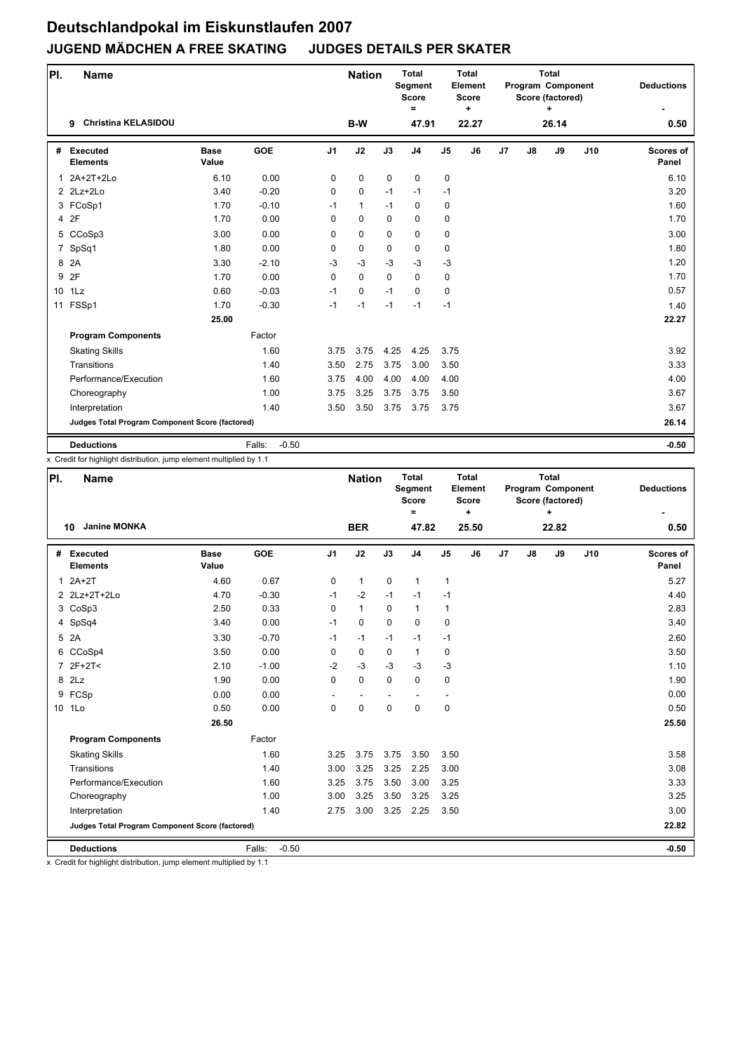# Deutschlandpokal im Eiskunstlaufen 2007

## JUGEND MÄDCHEN A FREE SKATING JUDGES DETAILS PER SKATER

| Pl. | Name | Nation | Total Segment Score = | Total Element Score + | Total Program Component Score (factored) + | Deductions - |
|---|---|---|---|---|---|---|
| 9 | Christina KELASIDOU | B-W | 47.91 | 22.27 | 26.14 | 0.50 |

| # | Executed Elements | Base Value | GOE | J1 | J2 | J3 | J4 | J5 | J6 | J7 | J8 | J9 | J10 | Scores of Panel |
|---|---|---|---|---|---|---|---|---|---|---|---|---|---|---|
| 1 | 2A+2T+2Lo | 6.10 | 0.00 | 0 | 0 | 0 | 0 | 0 | | | | | | 6.10 |
| 2 | 2Lz+2Lo | 3.40 | -0.20 | 0 | 0 | -1 | -1 | -1 | | | | | | 3.20 |
| 3 | FCoSp1 | 1.70 | -0.10 | -1 | 1 | -1 | 0 | 0 | | | | | | 1.60 |
| 4 | 2F | 1.70 | 0.00 | 0 | 0 | 0 | 0 | 0 | | | | | | 1.70 |
| 5 | CCoSp3 | 3.00 | 0.00 | 0 | 0 | 0 | 0 | 0 | | | | | | 3.00 |
| 7 | SpSq1 | 1.80 | 0.00 | 0 | 0 | 0 | 0 | 0 | | | | | | 1.80 |
| 8 | 2A | 3.30 | -2.10 | -3 | -3 | -3 | -3 | -3 | | | | | | 1.20 |
| 9 | 2F | 1.70 | 0.00 | 0 | 0 | 0 | 0 | 0 | | | | | | 1.70 |
| 10 | 1Lz | 0.60 | -0.03 | -1 | 0 | -1 | 0 | 0 | | | | | | 0.57 |
| 11 | FSSp1 | 1.70 | -0.30 | -1 | -1 | -1 | -1 | -1 | | | | | | 1.40 |
| | | 25.00 | | | | | | | | | | | | 22.27 |
| | **Program Components** | | Factor | | | | | | | | | | | |
| | Skating Skills | | 1.60 | 3.75 | 3.75 | 4.25 | 4.25 | 3.75 | | | | | | 3.92 |
| | Transitions | | 1.40 | 3.50 | 2.75 | 3.75 | 3.00 | 3.50 | | | | | | 3.33 |
| | Performance/Execution | | 1.60 | 3.75 | 4.00 | 4.00 | 4.00 | 4.00 | | | | | | 4.00 |
| | Choreography | | 1.00 | 3.75 | 3.25 | 3.75 | 3.75 | 3.50 | | | | | | 3.67 |
| | Interpretation | | 1.40 | 3.50 | 3.50 | 3.75 | 3.75 | 3.75 | | | | | | 3.67 |
| | **Judges Total Program Component Score (factored)** | | | | | | | | | | | | | 26.14 |
| | **Deductions** | | Falls: -0.50 | | | | | | | | | | | -0.50 |

x Credit for highlight distribution, jump element multiplied by 1.1

| Pl. | Name | Nation | Total Segment Score = | Total Element Score + | Total Program Component Score (factored) + | Deductions - |
|---|---|---|---|---|---|---|
| 10 | Janine MONKA | BER | 47.82 | 25.50 | 22.82 | 0.50 |

| # | Executed Elements | Base Value | GOE | J1 | J2 | J3 | J4 | J5 | J6 | J7 | J8 | J9 | J10 | Scores of Panel |
|---|---|---|---|---|---|---|---|---|---|---|---|---|---|---|
| 1 | 2A+2T | 4.60 | 0.67 | 0 | 1 | 0 | 1 | 1 | | | | | | 5.27 |
| 2 | 2Lz+2T+2Lo | 4.70 | -0.30 | -1 | -2 | -1 | -1 | -1 | | | | | | 4.40 |
| 3 | CoSp3 | 2.50 | 0.33 | 0 | 1 | 0 | 1 | 1 | | | | | | 2.83 |
| 4 | SpSq4 | 3.40 | 0.00 | -1 | 0 | 0 | 0 | 0 | | | | | | 3.40 |
| 5 | 2A | 3.30 | -0.70 | -1 | -1 | -1 | -1 | -1 | | | | | | 2.60 |
| 6 | CCoSp4 | 3.50 | 0.00 | 0 | 0 | 0 | 1 | 0 | | | | | | 3.50 |
| 7 | 2F+2T< | 2.10 | -1.00 | -2 | -3 | -3 | -3 | -3 | | | | | | 1.10 |
| 8 | 2Lz | 1.90 | 0.00 | 0 | 0 | 0 | 0 | 0 | | | | | | 1.90 |
| 9 | FCSp | 0.00 | 0.00 | - | - | - | - | - | | | | | | 0.00 |
| 10 | 1Lo | 0.50 | 0.00 | 0 | 0 | 0 | 0 | 0 | | | | | | 0.50 |
| | | 26.50 | | | | | | | | | | | | 25.50 |
| | **Program Components** | | Factor | | | | | | | | | | | |
| | Skating Skills | | 1.60 | 3.25 | 3.75 | 3.75 | 3.50 | 3.50 | | | | | | 3.58 |
| | Transitions | | 1.40 | 3.00 | 3.25 | 3.25 | 2.25 | 3.00 | | | | | | 3.08 |
| | Performance/Execution | | 1.60 | 3.25 | 3.75 | 3.50 | 3.00 | 3.25 | | | | | | 3.33 |
| | Choreography | | 1.00 | 3.00 | 3.25 | 3.50 | 3.25 | 3.25 | | | | | | 3.25 |
| | Interpretation | | 1.40 | 2.75 | 3.00 | 3.25 | 2.25 | 3.50 | | | | | | 3.00 |
| | **Judges Total Program Component Score (factored)** | | | | | | | | | | | | | 22.82 |
| | **Deductions** | | Falls: -0.50 | | | | | | | | | | | -0.50 |

x Credit for highlight distribution, jump element multiplied by 1.1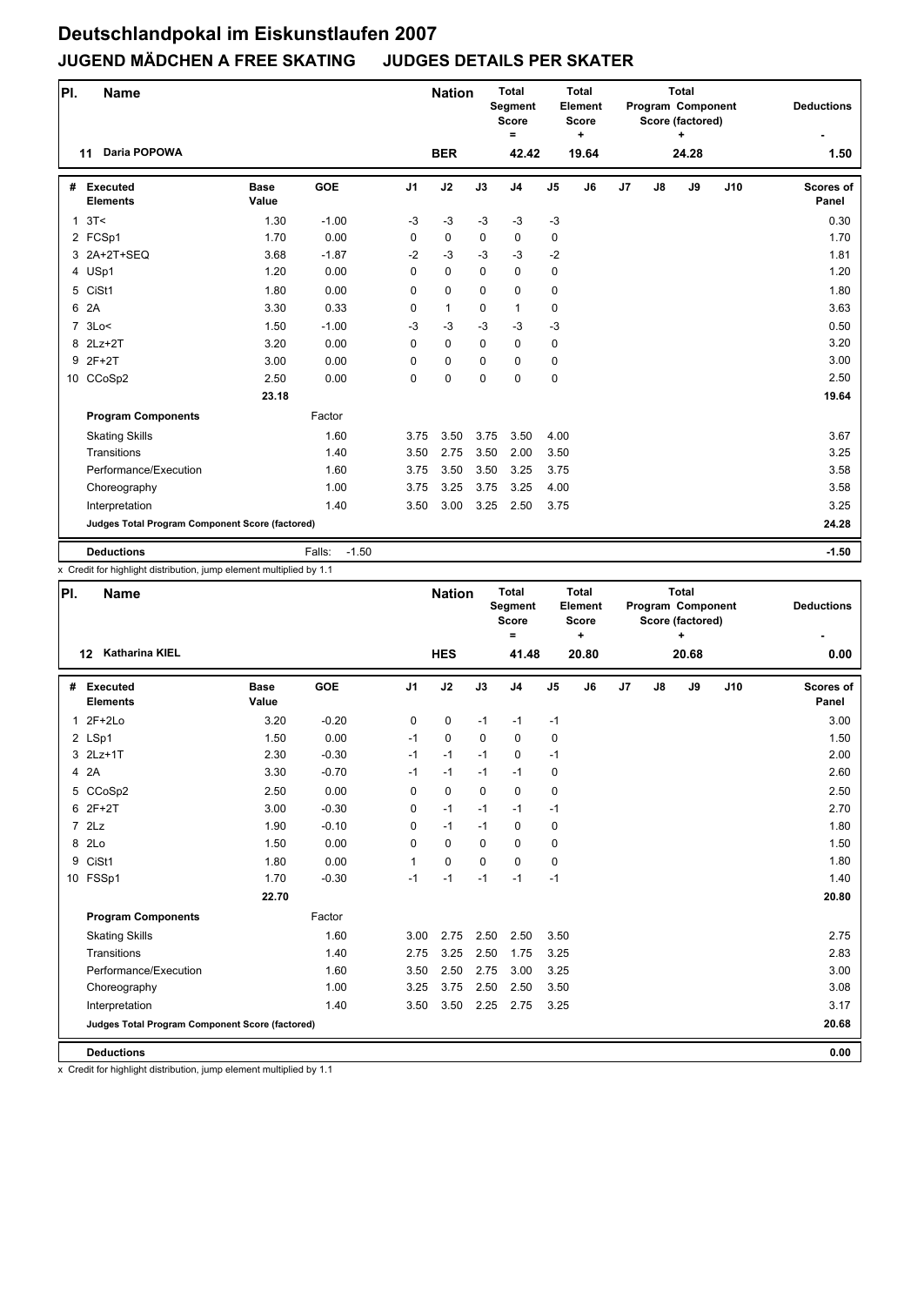# Deutschlandpokal im Eiskunstlaufen 2007

## JUGEND MÄDCHEN A FREE SKATING JUDGES DETAILS PER SKATER

| Pl. | Name | Nation | Total Segment Score = | Total Element Score + | Total Program Component Score (factored) + | Deductions - |
|---|---|---|---|---|---|---|
| 11 | Daria POPOWA | BER | 42.42 | 19.64 | 24.28 | 1.50 |

| # | Executed Elements | Base Value | GOE | J1 | J2 | J3 | J4 | J5 | J6 | J7 | J8 | J9 | J10 | Scores of Panel |
|---|---|---|---|---|---|---|---|---|---|---|---|---|---|---|
| 1 | 3T< | 1.30 | -1.00 | -3 | -3 | -3 | -3 | -3 | | | | | | 0.30 |
| 2 | FCSp1 | 1.70 | 0.00 | 0 | 0 | 0 | 0 | 0 | | | | | | 1.70 |
| 3 | 2A+2T+SEQ | 3.68 | -1.87 | -2 | -3 | -3 | -3 | -2 | | | | | | 1.81 |
| 4 | USp1 | 1.20 | 0.00 | 0 | 0 | 0 | 0 | 0 | | | | | | 1.20 |
| 5 | CiSt1 | 1.80 | 0.00 | 0 | 0 | 0 | 0 | 0 | | | | | | 1.80 |
| 6 | 2A | 3.30 | 0.33 | 0 | 1 | 0 | 1 | 0 | | | | | | 3.63 |
| 7 | 3Lo< | 1.50 | -1.00 | -3 | -3 | -3 | -3 | -3 | | | | | | 0.50 |
| 8 | 2Lz+2T | 3.20 | 0.00 | 0 | 0 | 0 | 0 | 0 | | | | | | 3.20 |
| 9 | 2F+2T | 3.00 | 0.00 | 0 | 0 | 0 | 0 | 0 | | | | | | 3.00 |
| 10 | CCoSp2 | 2.50 | 0.00 | 0 | 0 | 0 | 0 | 0 | | | | | | 2.50 |
| | | 23.18 | | | | | | | | | | | | 19.64 |
| | **Program Components** | | Factor | | | | | | | | | | | |
| | Skating Skills | | 1.60 | 3.75 | 3.50 | 3.75 | 3.50 | 4.00 | | | | | | 3.67 |
| | Transitions | | 1.40 | 3.50 | 2.75 | 3.50 | 2.00 | 3.50 | | | | | | 3.25 |
| | Performance/Execution | | 1.60 | 3.75 | 3.50 | 3.50 | 3.25 | 3.75 | | | | | | 3.58 |
| | Choreography | | 1.00 | 3.75 | 3.25 | 3.75 | 3.25 | 4.00 | | | | | | 3.58 |
| | Interpretation | | 1.40 | 3.50 | 3.00 | 3.25 | 2.50 | 3.75 | | | | | | 3.25 |
| | **Judges Total Program Component Score (factored)** | | | | | | | | | | | | | 24.28 |
| | **Deductions** | | Falls: -1.50 | | | | | | | | | | | -1.50 |

x Credit for highlight distribution, jump element multiplied by 1.1

| Pl. | Name | Nation | Total Segment Score = | Total Element Score + | Total Program Component Score (factored) + | Deductions - |
|---|---|---|---|---|---|---|
| 12 | Katharina KIEL | HES | 41.48 | 20.80 | 20.68 | 0.00 |

| # | Executed Elements | Base Value | GOE | J1 | J2 | J3 | J4 | J5 | J6 | J7 | J8 | J9 | J10 | Scores of Panel |
|---|---|---|---|---|---|---|---|---|---|---|---|---|---|---|
| 1 | 2F+2Lo | 3.20 | -0.20 | 0 | 0 | -1 | -1 | -1 | | | | | | 3.00 |
| 2 | LSp1 | 1.50 | 0.00 | -1 | 0 | 0 | 0 | 0 | | | | | | 1.50 |
| 3 | 2Lz+1T | 2.30 | -0.30 | -1 | -1 | -1 | 0 | -1 | | | | | | 2.00 |
| 4 | 2A | 3.30 | -0.70 | -1 | -1 | -1 | -1 | 0 | | | | | | 2.60 |
| 5 | CCoSp2 | 2.50 | 0.00 | 0 | 0 | 0 | 0 | 0 | | | | | | 2.50 |
| 6 | 2F+2T | 3.00 | -0.30 | 0 | -1 | -1 | -1 | -1 | | | | | | 2.70 |
| 7 | 2Lz | 1.90 | -0.10 | 0 | -1 | -1 | 0 | 0 | | | | | | 1.80 |
| 8 | 2Lo | 1.50 | 0.00 | 0 | 0 | 0 | 0 | 0 | | | | | | 1.50 |
| 9 | CiSt1 | 1.80 | 0.00 | 1 | 0 | 0 | 0 | 0 | | | | | | 1.80 |
| 10 | FSSp1 | 1.70 | -0.30 | -1 | -1 | -1 | -1 | -1 | | | | | | 1.40 |
| | | 22.70 | | | | | | | | | | | | 20.80 |
| | **Program Components** | | Factor | | | | | | | | | | | |
| | Skating Skills | | 1.60 | 3.00 | 2.75 | 2.50 | 2.50 | 3.50 | | | | | | 2.75 |
| | Transitions | | 1.40 | 2.75 | 3.25 | 2.50 | 1.75 | 3.25 | | | | | | 2.83 |
| | Performance/Execution | | 1.60 | 3.50 | 2.50 | 2.75 | 3.00 | 3.25 | | | | | | 3.00 |
| | Choreography | | 1.00 | 3.25 | 3.75 | 2.50 | 2.50 | 3.50 | | | | | | 3.08 |
| | Interpretation | | 1.40 | 3.50 | 3.50 | 2.25 | 2.75 | 3.25 | | | | | | 3.17 |
| | **Judges Total Program Component Score (factored)** | | | | | | | | | | | | | 20.68 |
| | **Deductions** | | | | | | | | | | | | | 0.00 |

x Credit for highlight distribution, jump element multiplied by 1.1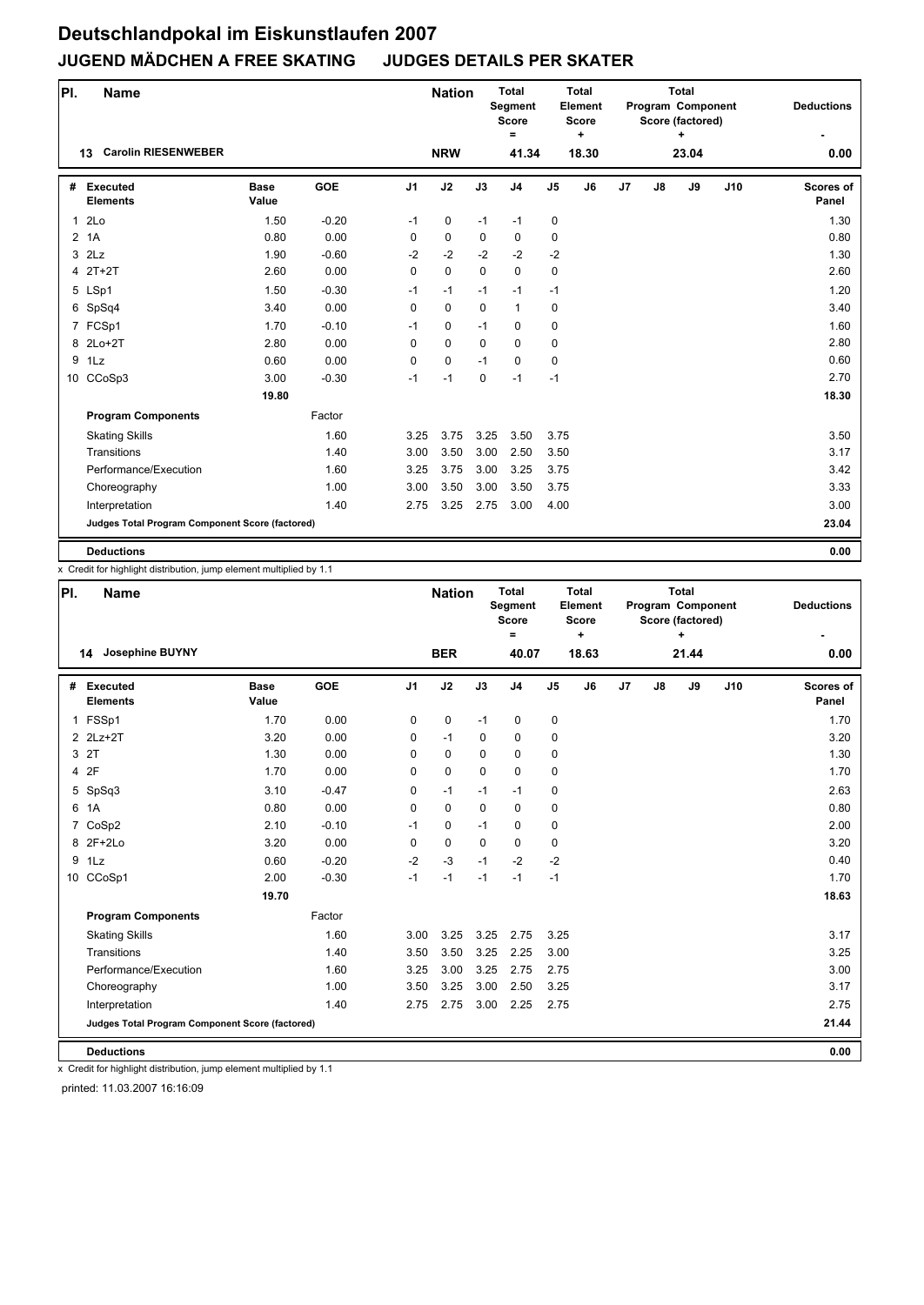# Deutschlandpokal im Eiskunstlaufen 2007

## JUGEND MÄDCHEN A FREE SKATING JUDGES DETAILS PER SKATER

| Pl. | Name | Nation | Total Segment Score = | Total Element Score + | Total Program Component Score (factored) + | Deductions - |
|---|---|---|---|---|---|---|
| 13 | Carolin RIESENWEBER | NRW | 41.34 | 18.30 | 23.04 | 0.00 |

| # | Executed Elements | Base Value | GOE | J1 | J2 | J3 | J4 | J5 | J6 | J7 | J8 | J9 | J10 | Scores of Panel |
|---|---|---|---|---|---|---|---|---|---|---|---|---|---|---|
| 1 | 2Lo | 1.50 | -0.20 | -1 | 0 | -1 | -1 | 0 | | | | | | 1.30 |
| 2 | 1A | 0.80 | 0.00 | 0 | 0 | 0 | 0 | 0 | | | | | | 0.80 |
| 3 | 2Lz | 1.90 | -0.60 | -2 | -2 | -2 | -2 | -2 | | | | | | 1.30 |
| 4 | 2T+2T | 2.60 | 0.00 | 0 | 0 | 0 | 0 | 0 | | | | | | 2.60 |
| 5 | LSp1 | 1.50 | -0.30 | -1 | -1 | -1 | -1 | -1 | | | | | | 1.20 |
| 6 | SpSq4 | 3.40 | 0.00 | 0 | 0 | 0 | 1 | 0 | | | | | | 3.40 |
| 7 | FCSp1 | 1.70 | -0.10 | -1 | 0 | -1 | 0 | 0 | | | | | | 1.60 |
| 8 | 2Lo+2T | 2.80 | 0.00 | 0 | 0 | 0 | 0 | 0 | | | | | | 2.80 |
| 9 | 1Lz | 0.60 | 0.00 | 0 | 0 | -1 | 0 | 0 | | | | | | 0.60 |
| 10 | CCoSp3 | 3.00 | -0.30 | -1 | -1 | 0 | -1 | -1 | | | | | | 2.70 |
| | | 19.80 | | | | | | | | | | | | 18.30 |
| | **Program Components** | | Factor | | | | | | | | | | | |
| | Skating Skills | | 1.60 | 3.25 | 3.75 | 3.25 | 3.50 | 3.75 | | | | | | 3.50 |
| | Transitions | | 1.40 | 3.00 | 3.50 | 3.00 | 2.50 | 3.50 | | | | | | 3.17 |
| | Performance/Execution | | 1.60 | 3.25 | 3.75 | 3.00 | 3.25 | 3.75 | | | | | | 3.42 |
| | Choreography | | 1.00 | 3.00 | 3.50 | 3.00 | 3.50 | 3.75 | | | | | | 3.33 |
| | Interpretation | | 1.40 | 2.75 | 3.25 | 2.75 | 3.00 | 4.00 | | | | | | 3.00 |
| | **Judges Total Program Component Score (factored)** | | | | | | | | | | | | | 23.04 |
| | **Deductions** | | | | | | | | | | | | | 0.00 |

x Credit for highlight distribution, jump element multiplied by 1.1

| Pl. | Name | Nation | Total Segment Score = | Total Element Score + | Total Program Component Score (factored) + | Deductions - |
|---|---|---|---|---|---|---|
| 14 | Josephine BUYNY | BER | 40.07 | 18.63 | 21.44 | 0.00 |

| # | Executed Elements | Base Value | GOE | J1 | J2 | J3 | J4 | J5 | J6 | J7 | J8 | J9 | J10 | Scores of Panel |
|---|---|---|---|---|---|---|---|---|---|---|---|---|---|---|
| 1 | FSSp1 | 1.70 | 0.00 | 0 | 0 | -1 | 0 | 0 | | | | | | 1.70 |
| 2 | 2Lz+2T | 3.20 | 0.00 | 0 | -1 | 0 | 0 | 0 | | | | | | 3.20 |
| 3 | 2T | 1.30 | 0.00 | 0 | 0 | 0 | 0 | 0 | | | | | | 1.30 |
| 4 | 2F | 1.70 | 0.00 | 0 | 0 | 0 | 0 | 0 | | | | | | 1.70 |
| 5 | SpSq3 | 3.10 | -0.47 | 0 | -1 | -1 | -1 | 0 | | | | | | 2.63 |
| 6 | 1A | 0.80 | 0.00 | 0 | 0 | 0 | 0 | 0 | | | | | | 0.80 |
| 7 | CoSp2 | 2.10 | -0.10 | -1 | 0 | -1 | 0 | 0 | | | | | | 2.00 |
| 8 | 2F+2Lo | 3.20 | 0.00 | 0 | 0 | 0 | 0 | 0 | | | | | | 3.20 |
| 9 | 1Lz | 0.60 | -0.20 | -2 | -3 | -1 | -2 | -2 | | | | | | 0.40 |
| 10 | CCoSp1 | 2.00 | -0.30 | -1 | -1 | -1 | -1 | -1 | | | | | | 1.70 |
| | | 19.70 | | | | | | | | | | | | 18.63 |
| | **Program Components** | | Factor | | | | | | | | | | | |
| | Skating Skills | | 1.60 | 3.00 | 3.25 | 3.25 | 2.75 | 3.25 | | | | | | 3.17 |
| | Transitions | | 1.40 | 3.50 | 3.50 | 3.25 | 2.25 | 3.00 | | | | | | 3.25 |
| | Performance/Execution | | 1.60 | 3.25 | 3.00 | 3.25 | 2.75 | 2.75 | | | | | | 3.00 |
| | Choreography | | 1.00 | 3.50 | 3.25 | 3.00 | 2.50 | 3.25 | | | | | | 3.17 |
| | Interpretation | | 1.40 | 2.75 | 2.75 | 3.00 | 2.25 | 2.75 | | | | | | 2.75 |
| | **Judges Total Program Component Score (factored)** | | | | | | | | | | | | | 21.44 |
| | **Deductions** | | | | | | | | | | | | | 0.00 |

x Credit for highlight distribution, jump element multiplied by 1.1

printed: 11.03.2007 16:16:09